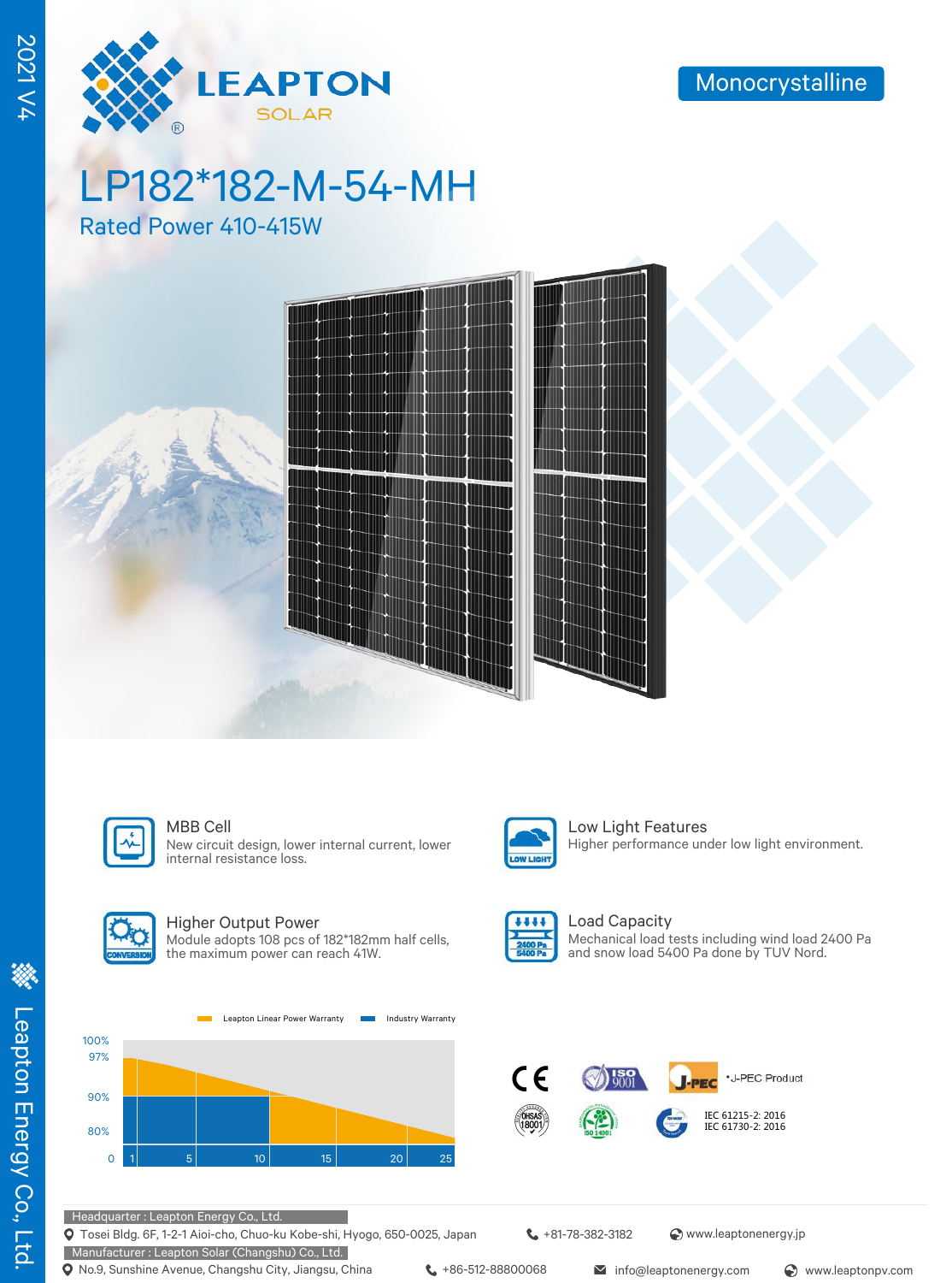2021 V4

LEAPTON SOLAR

Monocrystalline

# LP182*182-M-54-MH

## Rated Power 410-415W

### MBB Cell

New circuit design, lower internal current, lower internal resistance loss.

### Low Light Features

Higher performance under low light environment.

### Higher Output Power

Module adopts 108 pcs of 182*182mm half cells, the maximum power can reach 41W.

### Load Capacity

Mechanical load tests including wind load 2400 Pa and snow load 5400 Pa done by TUV Nord.

Leapton Linear Power Warranty | Industry Warranty

100%, 97%, 90%, 80%, 0 | 1, 5, 10, 15, 20, 25

*J-PEC Product

IEC 61215-2: 2016
IEC 61730-2: 2016

Headquarter : Leapton Energy Co., Ltd.
Tosei Bldg. 6F, 1-2-1 Aioi-cho, Chuo-ku Kobe-shi, Hyogo, 650-0025, Japan | +81-78-382-3182 | www.leaptonenergy.jp

Manufacturer : Leapton Solar (Changshu) Co., Ltd.
No.9, Sunshine Avenue, Changshu City, Jiangsu, China | +86-512-88800068 | info@leaptonenergy.com | www.leaptonpv.com

Leapton Energy Co., Ltd.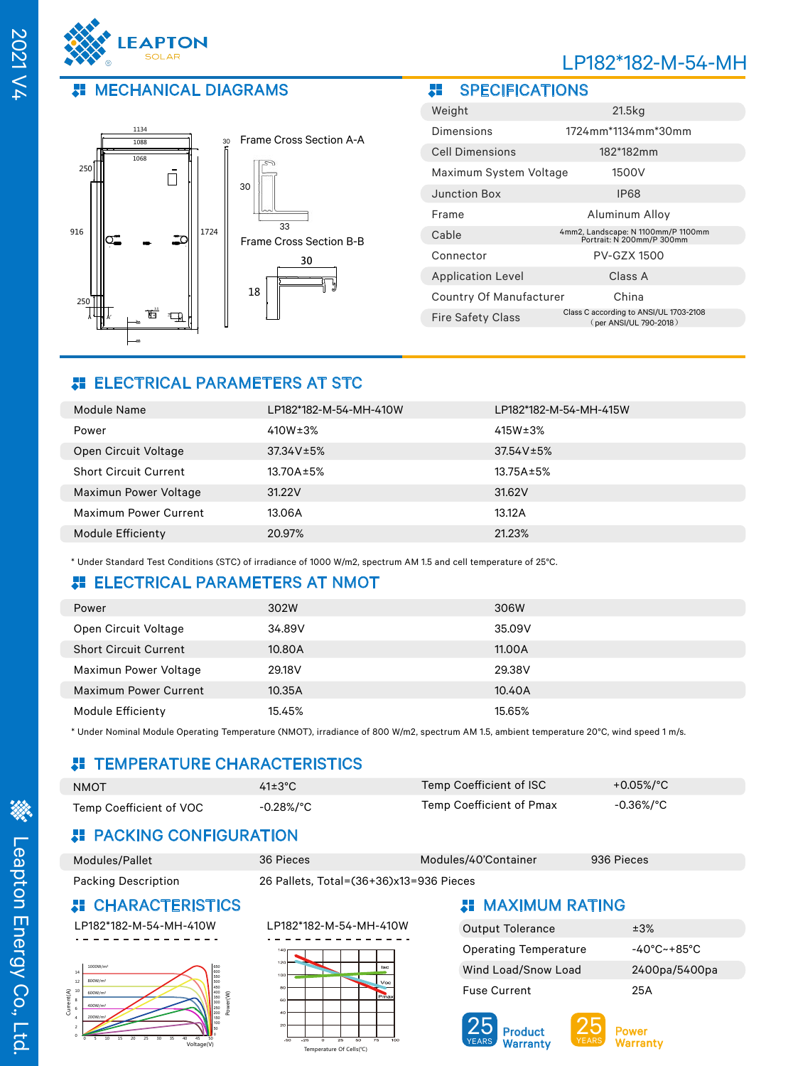# LP182*182-M-54-MH

## MECHANICAL DIAGRAMS

1134
1088
1068
250
916
1724
250
30

Frame Cross Section A-A

30
33

Frame Cross Section B-B

30
18

## SPECIFICATIONS

| | |
|---|---|
| Weight | 21.5kg |
| Dimensions | 1724mm*1134mm*30mm |
| Cell Dimensions | 182*182mm |
| Maximum System Voltage | 1500V |
| Junction Box | IP68 |
| Frame | Aluminum Alloy |
| Cable | 4mm2, Landscape: N 1100mm/P 1100mm Portrait: N 200mm/P 300mm |
| Connector | PV-GZX 1500 |
| Application Level | Class A |
| Country Of Manufacturer | China |
| Fire Safety Class | Class C according to ANSI/UL 1703-2108 （per ANSI/UL 790-2018） |

## ELECTRICAL PARAMETERS AT STC

| Module Name | LP182*182-M-54-MH-410W | LP182*182-M-54-MH-415W |
|---|---|---|
| Power | 410W±3% | 415W±3% |
| Open Circuit Voltage | 37.34V±5% | 37.54V±5% |
| Short Circuit Current | 13.70A±5% | 13.75A±5% |
| Maximun Power Voltage | 31.22V | 31.62V |
| Maximum Power Current | 13.06A | 13.12A |
| Module Efficiency | 20.97% | 21.23% |

* Under Standard Test Conditions (STC) of irradiance of 1000 W/m2, spectrum AM 1.5 and cell temperature of 25°C.

## ELECTRICAL PARAMETERS AT NMOT

| | | |
|---|---|---|
| Power | 302W | 306W |
| Open Circuit Voltage | 34.89V | 35.09V |
| Short Circuit Current | 10.80A | 11.00A |
| Maximun Power Voltage | 29.18V | 29.38V |
| Maximum Power Current | 10.35A | 10.40A |
| Module Efficiency | 15.45% | 15.65% |

* Under Nominal Module Operating Temperature (NMOT), irradiance of 800 W/m2, spectrum AM 1.5, ambient temperature 20°C, wind speed 1 m/s.

## TEMPERATURE CHARACTERISTICS

| | | | |
|---|---|---|---|
| NMOT | 41±3°C | Temp Coefficient of ISC | +0.05%/°C |
| Temp Coefficient of VOC | -0.28%/°C | Temp Coefficient of Pmax | -0.36%/°C |

## PACKING CONFIGURATION

| | | | |
|---|---|---|---|
| Modules/Pallet | 36 Pieces | Modules/40'Container | 936 Pieces |
| Packing Description | 26 Pallets, Total=(36+36)x13=936 Pieces | | |

## CHARACTERISTICS

LP182*182-M-54-MH-410W

1000W/m²
800W/m²
600W/m²
400W/m²
200W/m²
Current(A)
Power(W)
Voltage(V)

LP182*182-M-54-MH-410W

Isc
Voc
Pmax
Temperature Of Cells(℃)

## MAXIMUM RATING

| | |
|---|---|
| Output Tolerance | ±3% |
| Operating Temperature | -40°C~+85°C |
| Wind Load/Snow Load | 2400pa/5400pa |
| Fuse Current | 25A |

25 YEARS Product Warranty

25 YEARS Power Warranty